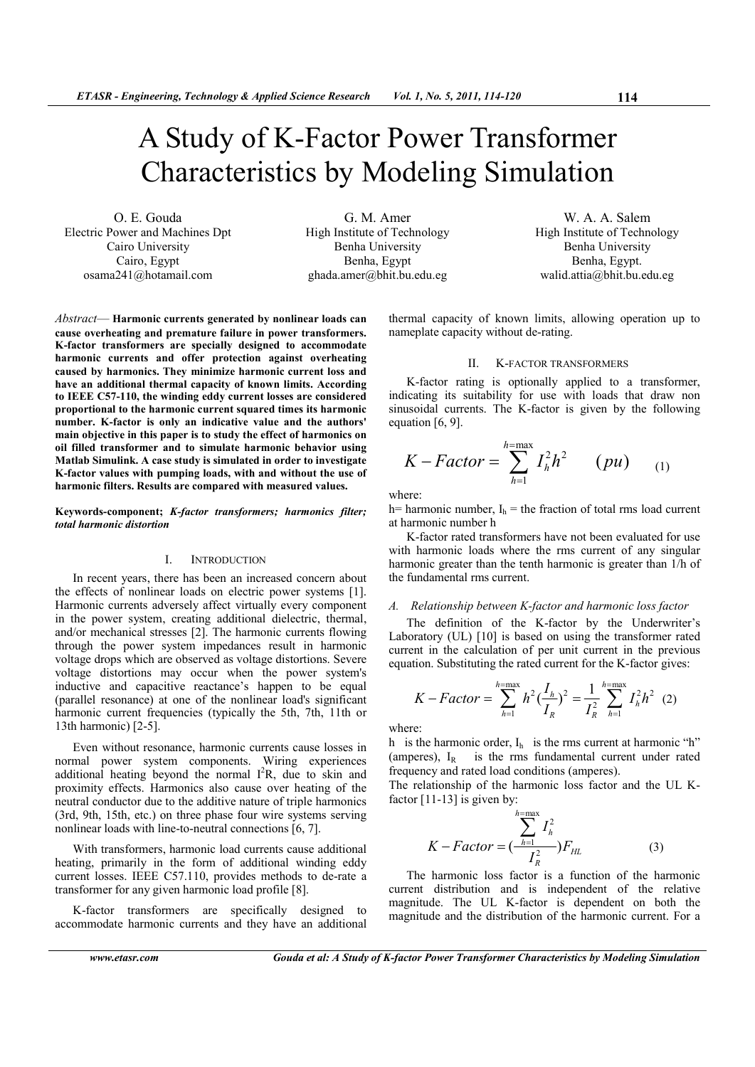# A Study of K-Factor Power Transformer Characteristics by Modeling Simulation

O. E. Gouda
Electric Power and Machines Dpt
Cairo University
Cairo, Egypt
osama241@hotamail.com

G. M. Amer
High Institute of Technology
Benha University
Benha, Egypt
ghada.amer@bhit.bu.edu.eg

W. A. A. Salem
High Institute of Technology
Benha University
Benha, Egypt.
walid.attia@bhit.bu.edu.eg

*Abstract*— **Harmonic currents generated by nonlinear loads can cause overheating and premature failure in power transformers. K-factor transformers are specially designed to accommodate harmonic currents and offer protection against overheating caused by harmonics. They minimize harmonic current loss and have an additional thermal capacity of known limits. According to IEEE C57-110, the winding eddy current losses are considered proportional to the harmonic current squared times its harmonic number. K-factor is only an indicative value and the authors' main objective in this paper is to study the effect of harmonics on oil filled transformer and to simulate harmonic behavior using Matlab Simulink. A case study is simulated in order to investigate K-factor values with pumping loads, with and without the use of harmonic filters. Results are compared with measured values.**

**Keywords-component;** ***K-factor transformers; harmonics filter; total harmonic distortion***

## I. Introduction

In recent years, there has been an increased concern about the effects of nonlinear loads on electric power systems [1]. Harmonic currents adversely affect virtually every component in the power system, creating additional dielectric, thermal, and/or mechanical stresses [2]. The harmonic currents flowing through the power system impedances result in harmonic voltage drops which are observed as voltage distortions. Severe voltage distortions may occur when the power system's inductive and capacitive reactance's happen to be equal (parallel resonance) at one of the nonlinear load's significant harmonic current frequencies (typically the 5th, 7th, 11th or 13th harmonic) [2-5].

Even without resonance, harmonic currents cause losses in normal power system components. Wiring experiences additional heating beyond the normal $I^2R$, due to skin and proximity effects. Harmonics also cause over heating of the neutral conductor due to the additive nature of triple harmonics (3rd, 9th, 15th, etc.) on three phase four wire systems serving nonlinear loads with line-to-neutral connections [6, 7].

With transformers, harmonic load currents cause additional heating, primarily in the form of additional winding eddy current losses. IEEE C57.110, provides methods to de-rate a transformer for any given harmonic load profile [8].

K-factor transformers are specifically designed to accommodate harmonic currents and they have an additional thermal capacity of known limits, allowing operation up to nameplate capacity without de-rating.

## II. K-factor transformers

K-factor rating is optionally applied to a transformer, indicating its suitability for use with loads that draw non sinusoidal currents. The K-factor is given by the following equation [6, 9].

$$K-Factor = \sum_{h=1}^{h=\max} I_h^2 h^2 \qquad (pu) \qquad (1)$$

where:

h= harmonic number, $I_h$ = the fraction of total rms load current at harmonic number h

K-factor rated transformers have not been evaluated for use with harmonic loads where the rms current of any singular harmonic greater than the tenth harmonic is greater than 1/h of the fundamental rms current.

### A. Relationship between K-factor and harmonic loss factor

The definition of the K-factor by the Underwriter's Laboratory (UL) [10] is based on using the transformer rated current in the calculation of per unit current in the previous equation. Substituting the rated current for the K-factor gives:

$$K-Factor = \sum_{h=1}^{h=\max} h^2 \left(\frac{I_h}{I_R}\right)^2 = \frac{1}{I_R^2} \sum_{h=1}^{h=\max} I_h^2 h^2 \quad (2)$$

where:

h is the harmonic order, $I_h$ is the rms current at harmonic "h" (amperes), $I_R$ is the rms fundamental current under rated frequency and rated load conditions (amperes).

The relationship of the harmonic loss factor and the UL K-factor [11-13] is given by:

$$K-Factor = \left(\frac{\sum_{h=1}^{h=\max} I_h^2}{I_R^2}\right) F_{HL} \qquad (3)$$

The harmonic loss factor is a function of the harmonic current distribution and is independent of the relative magnitude. The UL K-factor is dependent on both the magnitude and the distribution of the harmonic current. For a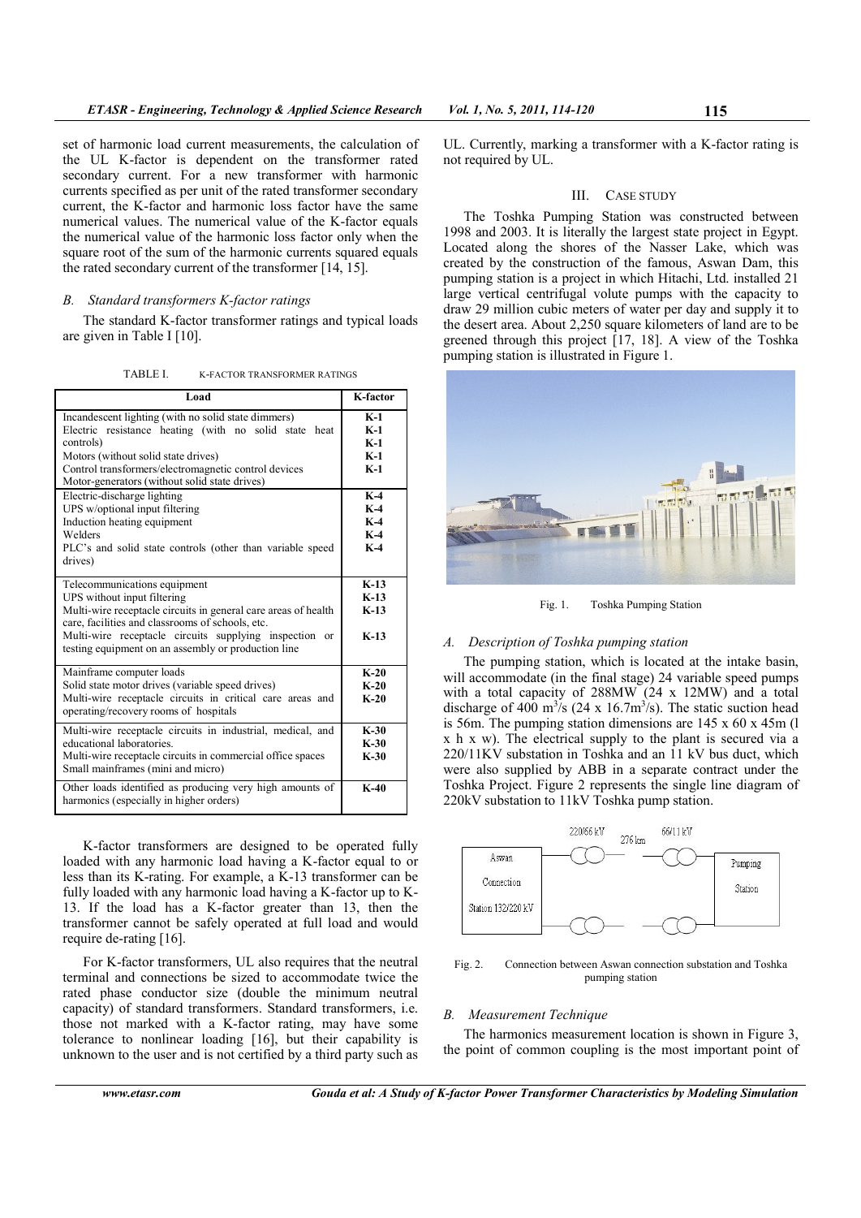set of harmonic load current measurements, the calculation of the UL K-factor is dependent on the transformer rated secondary current. For a new transformer with harmonic currents specified as per unit of the rated transformer secondary current, the K-factor and harmonic loss factor have the same numerical values. The numerical value of the K-factor equals the numerical value of the harmonic loss factor only when the square root of the sum of the harmonic currents squared equals the rated secondary current of the transformer [14, 15].

### *B. Standard transformers K-factor ratings*

The standard K-factor transformer ratings and typical loads are given in Table I [10].

TABLE I. K-FACTOR TRANSFORMER RATINGS

| Load | K-factor |
|---|---|
| Incandescent lighting (with no solid state dimmers)<br>Electric resistance heating (with no solid state heat controls)<br>Motors (without solid state drives)<br>Control transformers/electromagnetic control devices<br>Motor-generators (without solid state drives) | K-1<br>K-1<br>K-1<br>K-1<br>K-1 |
| Electric-discharge lighting<br>UPS w/optional input filtering<br>Induction heating equipment<br>Welders<br>PLC's and solid state controls (other than variable speed drives) | K-4<br>K-4<br>K-4<br>K-4<br>K-4 |
| Telecommunications equipment<br>UPS without input filtering<br>Multi-wire receptacle circuits in general care areas of health care, facilities and classrooms of schools, etc.<br>Multi-wire receptacle circuits supplying inspection or testing equipment on an assembly or production line | K-13<br>K-13<br>K-13<br><br>K-13 |
| Mainframe computer loads<br>Solid state motor drives (variable speed drives)<br>Multi-wire receptacle circuits in critical care areas and operating/recovery rooms of hospitals | K-20<br>K-20<br>K-20 |
| Multi-wire receptacle circuits in industrial, medical, and educational laboratories.<br>Multi-wire receptacle circuits in commercial office spaces<br>Small mainframes (mini and micro) | K-30<br>K-30<br>K-30 |
| Other loads identified as producing very high amounts of harmonics (especially in higher orders) | K-40 |

K-factor transformers are designed to be operated fully loaded with any harmonic load having a K-factor equal to or less than its K-rating. For example, a K-13 transformer can be fully loaded with any harmonic load having a K-factor up to K-13. If the load has a K-factor greater than 13, then the transformer cannot be safely operated at full load and would require de-rating [16].

For K-factor transformers, UL also requires that the neutral terminal and connections be sized to accommodate twice the rated phase conductor size (double the minimum neutral capacity) of standard transformers. Standard transformers, i.e. those not marked with a K-factor rating, may have some tolerance to nonlinear loading [16], but their capability is unknown to the user and is not certified by a third party such as UL. Currently, marking a transformer with a K-factor rating is not required by UL.

## III. CASE STUDY

The Toshka Pumping Station was constructed between 1998 and 2003. It is literally the largest state project in Egypt. Located along the shores of the Nasser Lake, which was created by the construction of the famous, Aswan Dam, this pumping station is a project in which Hitachi, Ltd. installed 21 large vertical centrifugal volute pumps with the capacity to draw 29 million cubic meters of water per day and supply it to the desert area. About 2,250 square kilometers of land are to be greened through this project [17, 18]. A view of the Toshka pumping station is illustrated in Figure 1.

Fig. 1. Toshka Pumping Station

### *A. Description of Toshka pumping station*

The pumping station, which is located at the intake basin, will accommodate (in the final stage) 24 variable speed pumps with a total capacity of 288MW (24 x 12MW) and a total discharge of 400 $m^3/s$ (24 x 16.7$m^3/s$). The static suction head is 56m. The pumping station dimensions are 145 x 60 x 45m (l x h x w). The electrical supply to the plant is secured via a 220/11KV substation in Toshka and an 11 kV bus duct, which were also supplied by ABB in a separate contract under the Toshka Project. Figure 2 represents the single line diagram of 220kV substation to 11kV Toshka pump station.

Fig. 2. Connection between Aswan connection substation and Toshka pumping station

### *B. Measurement Technique*

The harmonics measurement location is shown in Figure 3, the point of common coupling is the most important point of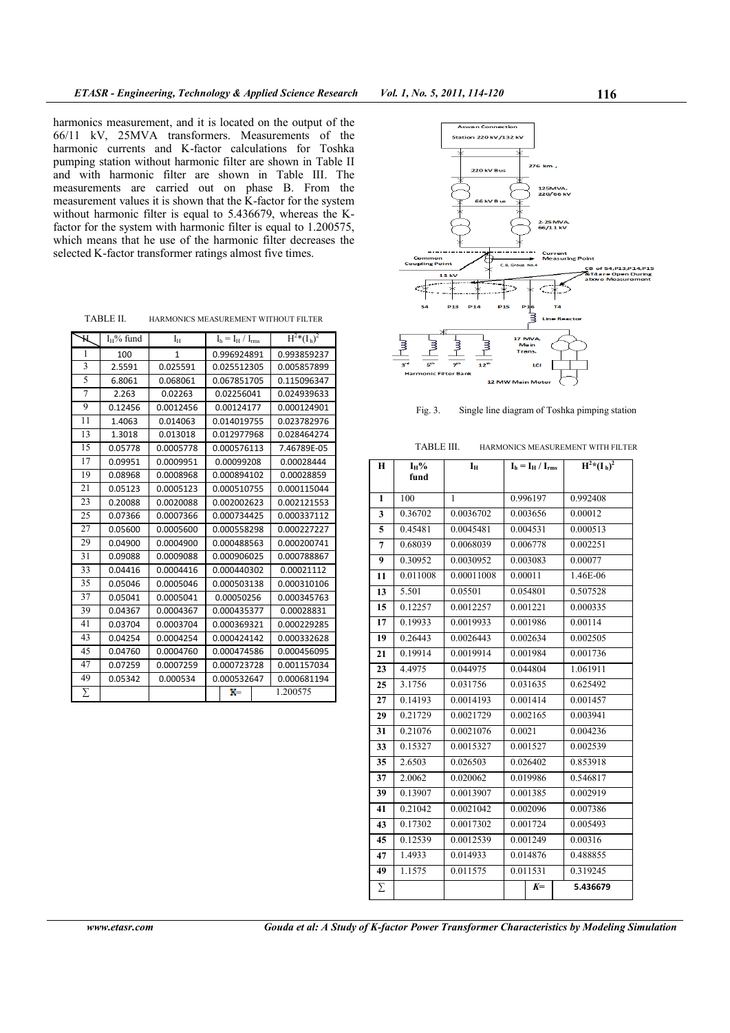harmonics measurement, and it is located on the output of the 66/11 kV, 25MVA transformers. Measurements of the harmonic currents and K-factor calculations for Toshka pumping station without harmonic filter are shown in Table II and with harmonic filter are shown in Table III. The measurements are carried out on phase B. From the measurement values it is shown that the K-factor for the system without harmonic filter is equal to 5.436679, whereas the K-factor for the system with harmonic filter is equal to 1.200575, which means that he use of the harmonic filter decreases the selected K-factor transformer ratings almost five times.

TABLE II. HARMONICS MEASUREMENT WITHOUT FILTER

| H | $I_H$% fund | $I_H$ | $I_h = I_H / I_{rms}$ | $H^2*(I_h)^2$ |
|---|---|---|---|---|
| 1 | 100 | 1 | 0.996924891 | 0.993859237 |
| 3 | 2.5591 | 0.025591 | 0.025512305 | 0.005857899 |
| 5 | 6.8061 | 0.068061 | 0.067851705 | 0.115096347 |
| 7 | 2.263 | 0.02263 | 0.02256041 | 0.024939633 |
| 9 | 0.12456 | 0.0012456 | 0.00124177 | 0.000124901 |
| 11 | 1.4063 | 0.014063 | 0.014019755 | 0.023782976 |
| 13 | 1.3018 | 0.013018 | 0.012977968 | 0.028464274 |
| 15 | 0.05778 | 0.0005778 | 0.000576113 | 7.46789E-05 |
| 17 | 0.09951 | 0.0009951 | 0.00099208 | 0.00028444 |
| 19 | 0.08968 | 0.0008968 | 0.000894102 | 0.00028859 |
| 21 | 0.05123 | 0.0005123 | 0.000510755 | 0.000115044 |
| 23 | 0.20088 | 0.0020088 | 0.002002623 | 0.002121553 |
| 25 | 0.07366 | 0.0007366 | 0.000734425 | 0.000337112 |
| 27 | 0.05600 | 0.0005600 | 0.000558298 | 0.000227227 |
| 29 | 0.04900 | 0.0004900 | 0.000488563 | 0.000200741 |
| 31 | 0.09088 | 0.0009088 | 0.000906025 | 0.000788867 |
| 33 | 0.04416 | 0.0004416 | 0.000440302 | 0.00021112 |
| 35 | 0.05046 | 0.0005046 | 0.000503138 | 0.000310106 |
| 37 | 0.05041 | 0.0005041 | 0.00050256 | 0.000345763 |
| 39 | 0.04367 | 0.0004367 | 0.000435377 | 0.00028831 |
| 41 | 0.03704 | 0.0003704 | 0.000369321 | 0.000229285 |
| 43 | 0.04254 | 0.0004254 | 0.000424142 | 0.000332628 |
| 45 | 0.04760 | 0.0004760 | 0.000474586 | 0.000456095 |
| 47 | 0.07259 | 0.0007259 | 0.000723728 | 0.001157034 |
| 49 | 0.05342 | 0.000534 | 0.000532647 | 0.000681194 |
| ∑ | | | K= | 1.200575 |

Fig. 3. Single line diagram of Toshka pimping station

TABLE III. HARMONICS MEASUREMENT WITH FILTER

| H | $I_H$% fund | $I_H$ | $I_h = I_H / I_{rms}$ | $H^2*(I_h)^2$ |
|---|---|---|---|---|
| 1 | 100 | 1 | 0.996197 | 0.992408 |
| 3 | 0.36702 | 0.0036702 | 0.003656 | 0.00012 |
| 5 | 0.45481 | 0.0045481 | 0.004531 | 0.000513 |
| 7 | 0.68039 | 0.0068039 | 0.006778 | 0.002251 |
| 9 | 0.30952 | 0.0030952 | 0.003083 | 0.00077 |
| 11 | 0.011008 | 0.00011008 | 0.00011 | 1.46E-06 |
| 13 | 5.501 | 0.05501 | 0.054801 | 0.507528 |
| 15 | 0.12257 | 0.0012257 | 0.001221 | 0.000335 |
| 17 | 0.19933 | 0.0019933 | 0.001986 | 0.00114 |
| 19 | 0.26443 | 0.0026443 | 0.002634 | 0.002505 |
| 21 | 0.19914 | 0.0019914 | 0.001984 | 0.001736 |
| 23 | 4.4975 | 0.044975 | 0.044804 | 1.061911 |
| 25 | 3.1756 | 0.031756 | 0.031635 | 0.625492 |
| 27 | 0.14193 | 0.0014193 | 0.001414 | 0.001457 |
| 29 | 0.21729 | 0.0021729 | 0.002165 | 0.003941 |
| 31 | 0.21076 | 0.0021076 | 0.0021 | 0.004236 |
| 33 | 0.15327 | 0.0015327 | 0.001527 | 0.002539 |
| 35 | 2.6503 | 0.026503 | 0.026402 | 0.853918 |
| 37 | 2.0062 | 0.020062 | 0.019986 | 0.546817 |
| 39 | 0.13907 | 0.0013907 | 0.001385 | 0.002919 |
| 41 | 0.21042 | 0.0021042 | 0.002096 | 0.007386 |
| 43 | 0.17302 | 0.0017302 | 0.001724 | 0.005493 |
| 45 | 0.12539 | 0.0012539 | 0.001249 | 0.00316 |
| 47 | 1.4933 | 0.014933 | 0.014876 | 0.488855 |
| 49 | 1.1575 | 0.011575 | 0.011531 | 0.319245 |
| ∑ | | | K= | **5.436679** |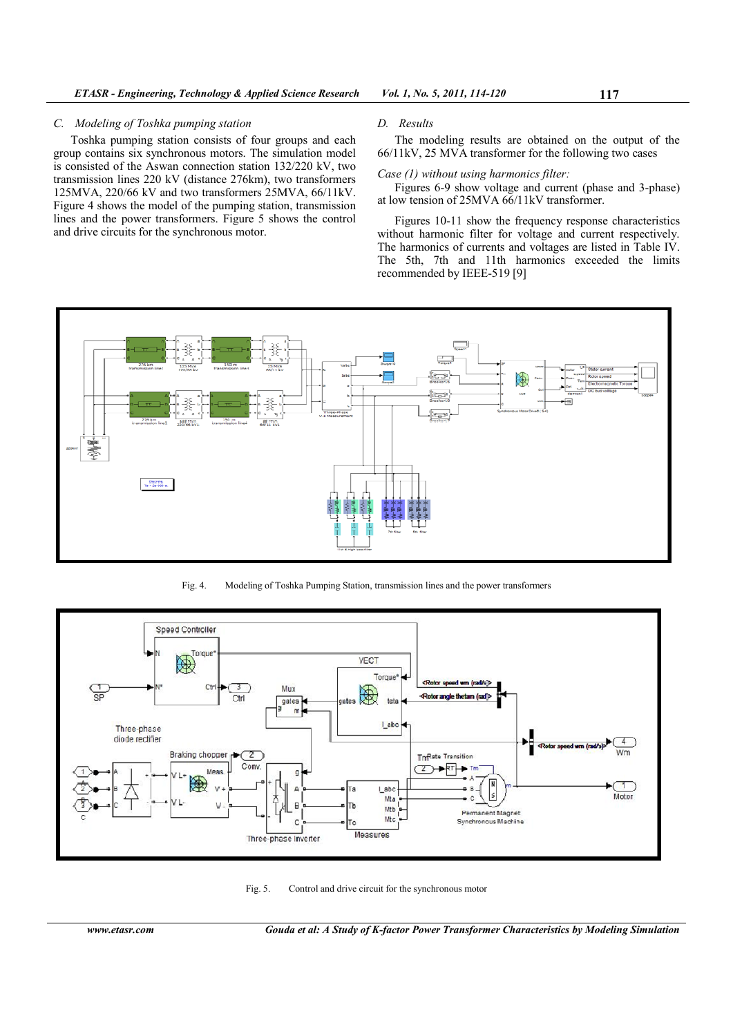### C. Modeling of Toshka pumping station

Toshka pumping station consists of four groups and each group contains six synchronous motors. The simulation model is consisted of the Aswan connection station 132/220 kV, two transmission lines 220 kV (distance 276km), two transformers 125MVA, 220/66 kV and two transformers 25MVA, 66/11kV. Figure 4 shows the model of the pumping station, transmission lines and the power transformers. Figure 5 shows the control and drive circuits for the synchronous motor.

### D. Results

The modeling results are obtained on the output of the 66/11kV, 25 MVA transformer for the following two cases

*Case (1) without using harmonics filter:*

Figures 6-9 show voltage and current (phase and 3-phase) at low tension of 25MVA 66/11kV transformer.

Figures 10-11 show the frequency response characteristics without harmonic filter for voltage and current respectively. The harmonics of currents and voltages are listed in Table IV. The 5th, 7th and 11th harmonics exceeded the limits recommended by IEEE-519 [9]

Fig. 4. Modeling of Toshka Pumping Station, transmission lines and the power transformers

Fig. 5. Control and drive circuit for the synchronous motor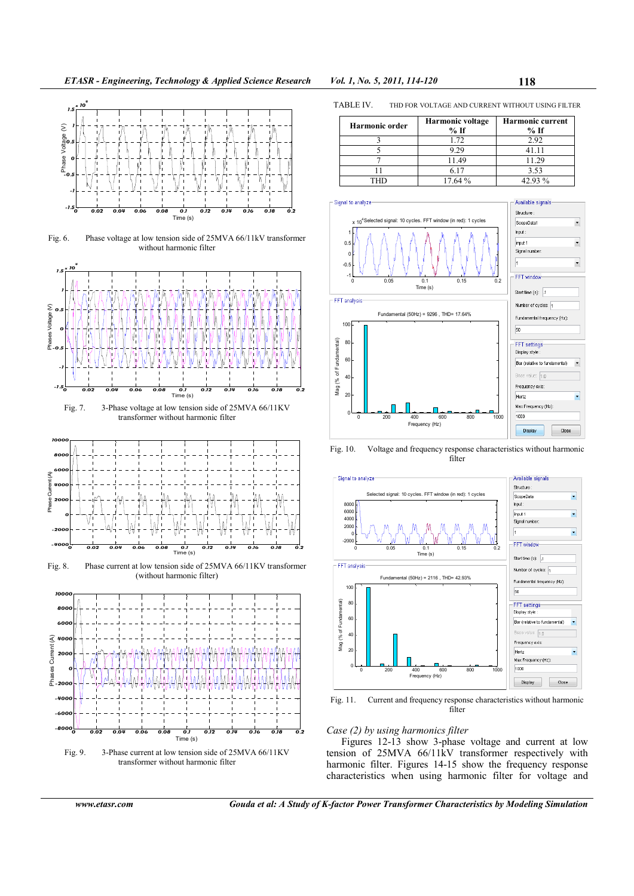Fig. 6. Phase voltage at low tension side of 25MVA 66/11kV transformer without harmonic filter

Fig. 7. 3-Phase voltage at low tension side of 25MVA 66/11KV transformer without harmonic filter

Fig. 8. Phase current at low tension side of 25MVA 66/11KV transformer (without harmonic filter)

Fig. 9. 3-Phase current at low tension side of 25MVA 66/11KV transformer without harmonic filter

TABLE IV. THD FOR VOLTAGE AND CURRENT WITHOUT USING FILTER

| Harmonic order | Harmonic voltage % If | Harmonic current % If |
|---|---|---|
| 3 | 1.72 | 2.92 |
| 5 | 9.29 | 41.11 |
| 7 | 11.49 | 11.29 |
| 11 | 6.17 | 3.53 |
| THD | 17.64 % | 42.93 % |

Fig. 10. Voltage and frequency response characteristics without harmonic filter

Fig. 11. Current and frequency response characteristics without harmonic filter

*Case (2) by using harmonics filter*

Figures 12-13 show 3-phase voltage and current at low tension of 25MVA 66/11kV transformer respectively with harmonic filter. Figures 14-15 show the frequency response characteristics when using harmonic filter for voltage and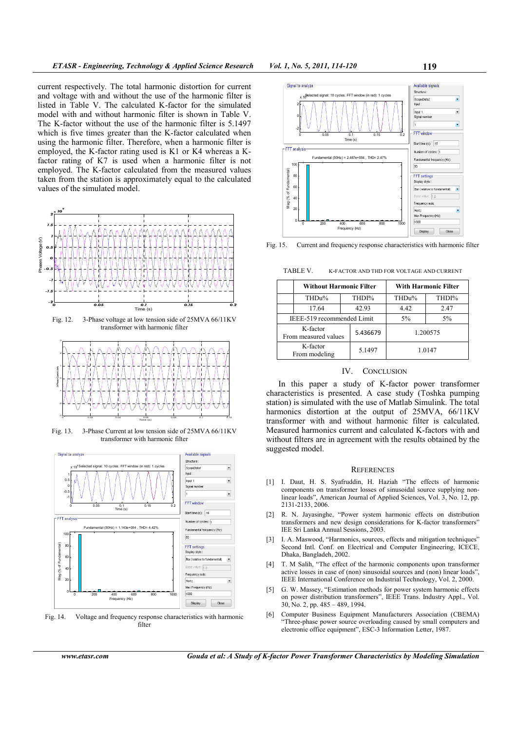current respectively. The total harmonic distortion for current and voltage with and without the use of the harmonic filter is listed in Table V. The calculated K-factor for the simulated model with and without harmonic filter is shown in Table V. The K-factor without the use of the harmonic filter is 5.1497 which is five times greater than the K-factor calculated when using the harmonic filter. Therefore, when a harmonic filter is employed, the K-factor rating used is K1 or K4 whereas a K-factor rating of K7 is used when a harmonic filter is not employed. The K-factor calculated from the measured values taken from the station is approximately equal to the calculated values of the simulated model.

Fig. 12. 3-Phase voltage at low tension side of 25MVA 66/11KV transformer with harmonic filter

Fig. 13. 3-Phase Current at low tension side of 25MVA 66/11KV transformer with harmonic filter

Fig. 14. Voltage and frequency response characteristics with harmonic filter

Fig. 15. Current and frequency response characteristics with harmonic filter

TABLE V. K-FACTOR AND THD FOR VOLTAGE AND CURRENT

| | Without Harmonic Filter | | With Harmonic Filter | |
|---|---|---|---|---|
| | THDu% | THDI% | THDu% | THDI% |
| | 17.64 | 42.93 | 4.42 | 2.47 |
| IEEE-519 recommended Limit | | | 5% | 5% |
| K-factor From measured values | | 5.436679 | 1.200575 | |
| K-factor From modeling | | 5.1497 | 1.0147 | |

## IV. Conclusion

In this paper a study of K-factor power transformer characteristics is presented. A case study (Toshka pumping station) is simulated with the use of Matlab Simulink. The total harmonics distortion at the output of 25MVA, 66/11KV transformer with and without harmonic filter is calculated. Measured harmonics current and calculated K-factors with and without filters are in agreement with the results obtained by the suggested model.

## References

[1] I. Daut, H. S. Syafruddin, H. Haziah "The effects of harmonic components on transformer losses of sinusoidal source supplying non-linear loads", American Journal of Applied Sciences, Vol. 3, No. 12, pp. 2131-2133, 2006.

[2] R. N. Jayasinghe, "Power system harmonic effects on distribution transformers and new design considerations for K-factor transformers" IEE Sri Lanka Annual Sessions, 2003.

[3] I. A. Maswood, "Harmonics, sources, effects and mitigation techniques" Second Intl. Conf. on Electrical and Computer Engineering, ICECE, Dhaka, Bangladeh, 2002.

[4] T. M Salih, "The effect of the harmonic components upon transformer active losses in case of (non) sinusoidal sources and (non) linear loads", IEEE International Conference on Industrial Technology, Vol. 2, 2000.

[5] G. W. Massey, "Estimation methods for power system harmonic effects on power distribution transformers", IEEE Trans. Industry Appl., Vol. 30, No. 2, pp. 485 – 489, 1994.

[6] Computer Business Equipment Manufacturers Association (CBEMA) "Three-phase power source overloading caused by small computers and electronic office equipment", ESC-3 Information Letter, 1987.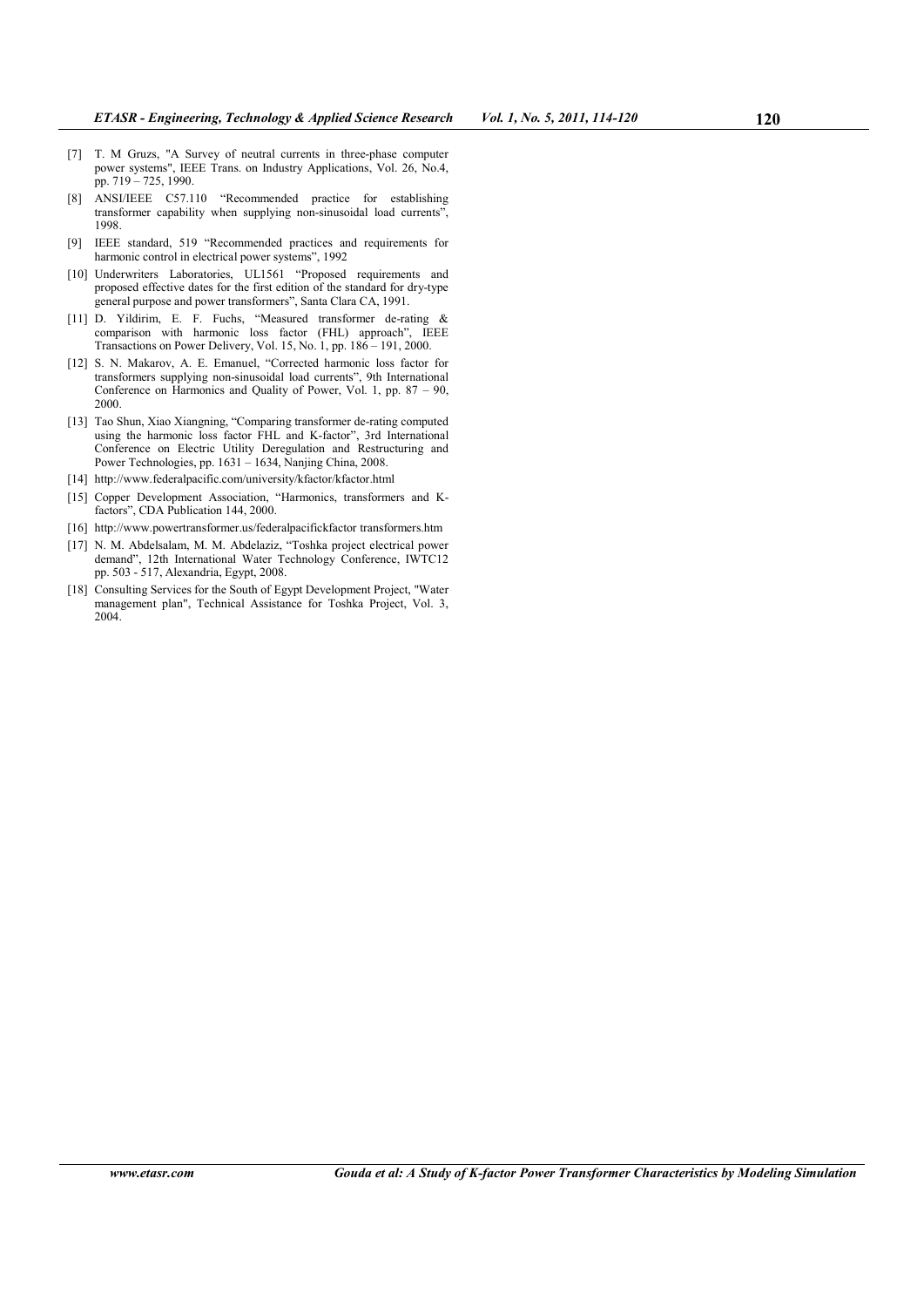[7] T. M Gruzs, "A Survey of neutral currents in three-phase computer power systems", IEEE Trans. on Industry Applications, Vol. 26, No.4, pp. 719 – 725, 1990.

[8] ANSI/IEEE C57.110 "Recommended practice for establishing transformer capability when supplying non-sinusoidal load currents", 1998.

[9] IEEE standard, 519 "Recommended practices and requirements for harmonic control in electrical power systems", 1992

[10] Underwriters Laboratories, UL1561 "Proposed requirements and proposed effective dates for the first edition of the standard for dry-type general purpose and power transformers", Santa Clara CA, 1991.

[11] D. Yildirim, E. F. Fuchs, "Measured transformer de-rating & comparison with harmonic loss factor (FHL) approach", IEEE Transactions on Power Delivery, Vol. 15, No. 1, pp. 186 – 191, 2000.

[12] S. N. Makarov, A. E. Emanuel, "Corrected harmonic loss factor for transformers supplying non-sinusoidal load currents", 9th International Conference on Harmonics and Quality of Power, Vol. 1, pp. 87 – 90, 2000.

[13] Tao Shun, Xiao Xiangning, "Comparing transformer de-rating computed using the harmonic loss factor FHL and K-factor", 3rd International Conference on Electric Utility Deregulation and Restructuring and Power Technologies, pp. 1631 – 1634, Nanjing China, 2008.

[14] http://www.federalpacific.com/university/kfactor/kfactor.html

[15] Copper Development Association, "Harmonics, transformers and K-factors", CDA Publication 144, 2000.

[16] http://www.powertransformer.us/federalpacifickfactor transformers.htm

[17] N. M. Abdelsalam, M. M. Abdelaziz, "Toshka project electrical power demand", 12th International Water Technology Conference, IWTC12 pp. 503 - 517, Alexandria, Egypt, 2008.

[18] Consulting Services for the South of Egypt Development Project, "Water management plan", Technical Assistance for Toshka Project, Vol. 3, 2004.